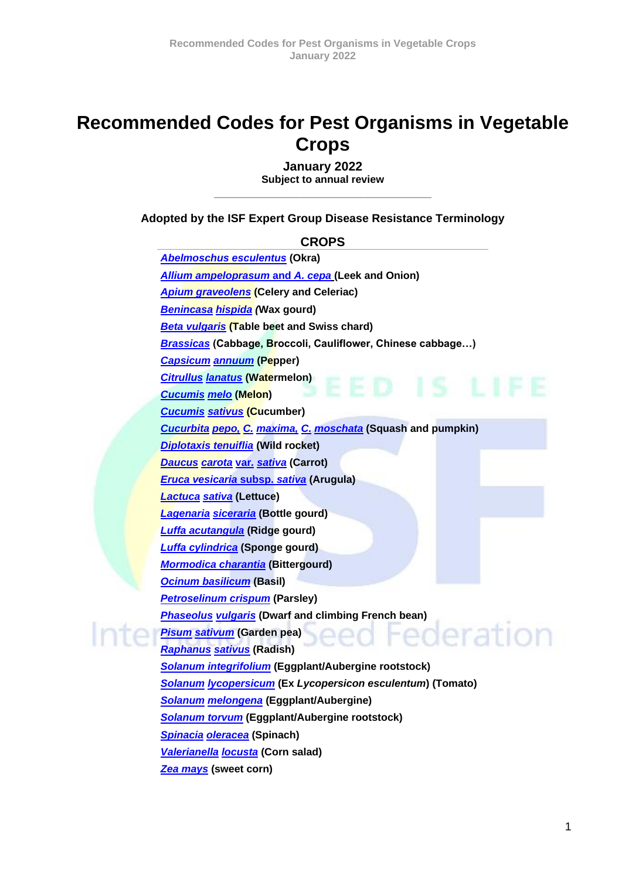# Recommended Codes for Pest Organisms in Vegetable Crops

**January 2022**
**Subject to annual review**

---

**Adopted by the ISF Expert Group Disease Resistance Terminology**

## CROPS

- ***Abelmoschus esculentus*** **(Okra)**
- ***Allium ampeloprasum* and *A. cepa*** **(Leek and Onion)**
- ***Apium graveolens*** **(Celery and Celeriac)**
- ***Benincasa hispida*** **(Wax gourd)**
- ***Beta vulgaris*** **(Table beet and Swiss chard)**
- ***Brassicas*** **(Cabbage, Broccoli, Cauliflower, Chinese cabbage…)**
- ***Capsicum annuum*** **(Pepper)**
- ***Citrullus lanatus*** **(Watermelon)**
- ***Cucumis melo*** **(Melon)**
- ***Cucumis sativus*** **(Cucumber)**
- ***Cucurbita pepo, C. maxima, C. moschata*** **(Squash and pumpkin)**
- ***Diplotaxis tenuiflia*** **(Wild rocket)**
- ***Daucus carota var. sativa*** **(Carrot)**
- ***Eruca vesicaria subsp. sativa*** **(Arugula)**
- ***Lactuca sativa*** **(Lettuce)**
- ***Lagenaria siceraria*** **(Bottle gourd)**
- ***Luffa acutangula*** **(Ridge gourd)**
- ***Luffa cylindrica*** **(Sponge gourd)**
- ***Mormodica charantia*** **(Bittergourd)**
- ***Ocinum basilicum*** **(Basil)**
- ***Petroselinum crispum*** **(Parsley)**
- ***Phaseolus vulgaris*** **(Dwarf and climbing French bean)**
- ***Pisum sativum*** **(Garden pea)**
- ***Raphanus sativus*** **(Radish)**
- ***Solanum integrifolium*** **(Eggplant/Aubergine rootstock)**
- ***Solanum lycopersicum*** **(Ex *Lycopersicon esculentum*) (Tomato)**
- ***Solanum melongena*** **(Eggplant/Aubergine)**
- ***Solanum torvum*** **(Eggplant/Aubergine rootstock)**
- ***Spinacia oleracea*** **(Spinach)**
- ***Valerianella locusta*** **(Corn salad)**
- ***Zea mays*** **(sweet corn)**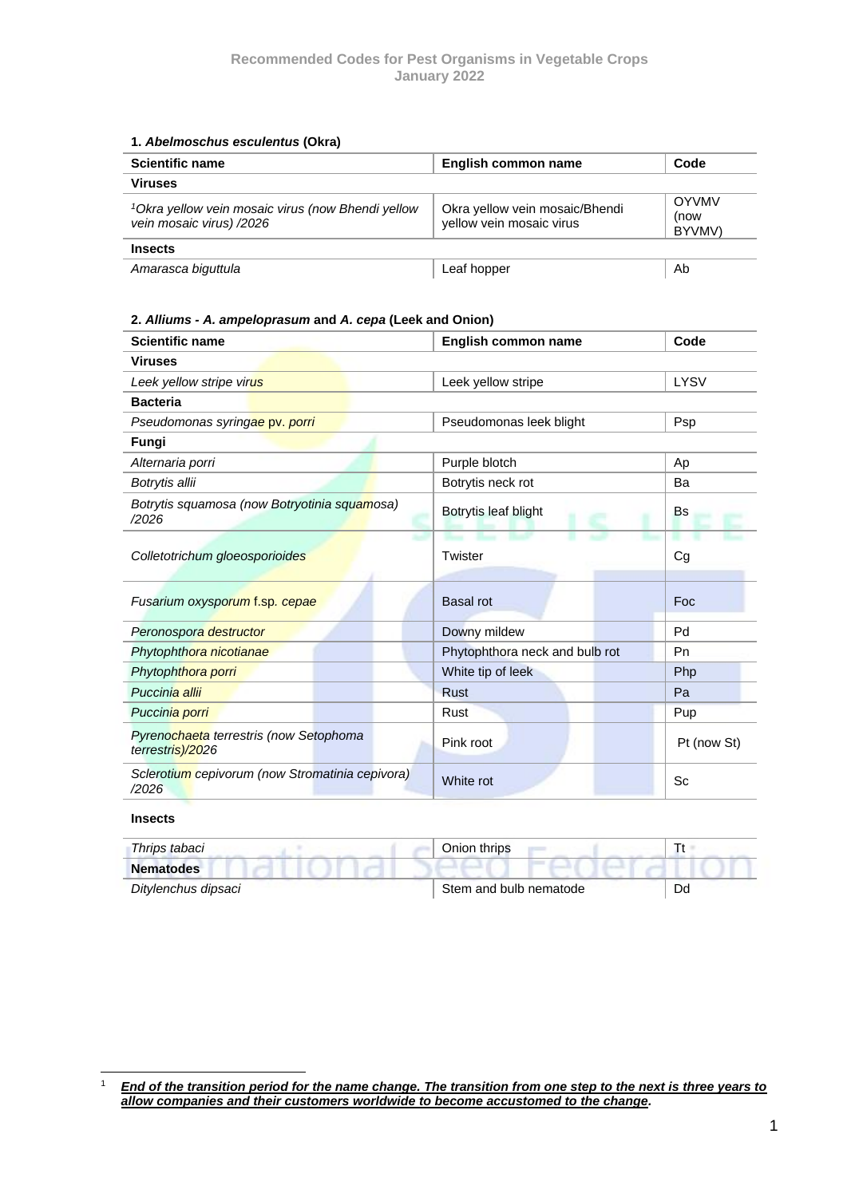**1. *Abelmoschus esculentus* (Okra)**

| Scientific name | English common name | Code |
|---|---|---|
| **Viruses** | | |
| [1]*Okra yellow vein mosaic virus (now Bhendi yellow vein mosaic virus) /2026* | Okra yellow vein mosaic/Bhendi yellow vein mosaic virus | OYVMV (now BYVMV) |
| **Insects** | | |
| *Amarasca biguttula* | Leaf hopper | Ab |

**2. *Alliums - A. ampeloprasum* and *A. cepa* (Leek and Onion)**

| Scientific name | English common name | Code |
|---|---|---|
| **Viruses** | | |
| *Leek yellow stripe virus* | Leek yellow stripe | LYSV |
| **Bacteria** | | |
| *Pseudomonas syringae* pv. *porri* | Pseudomonas leek blight | Psp |
| **Fungi** | | |
| *Alternaria porri* | Purple blotch | Ap |
| *Botrytis allii* | Botrytis neck rot | Ba |
| *Botrytis squamosa (now Botryotinia squamosa) /2026* | Botrytis leaf blight | Bs |
| *Colletotrichum gloeosporioides* | Twister | Cg |
| *Fusarium oxysporum* f.sp. *cepae* | Basal rot | Foc |
| *Peronospora destructor* | Downy mildew | Pd |
| *Phytophthora nicotianae* | Phytophthora neck and bulb rot | Pn |
| *Phytophthora porri* | White tip of leek | Php |
| *Puccinia allii* | Rust | Pa |
| *Puccinia porri* | Rust | Pup |
| *Pyrenochaeta terrestris (now Setophoma terrestris)/2026* | Pink root | Pt (now St) |
| *Sclerotium cepivorum (now Stromatinia cepivora) /2026* | White rot | Sc |
| **Insects** | | |
| *Thrips tabaci* | Onion thrips | Tt |
| **Nematodes** | | |
| *Ditylenchus dipsaci* | Stem and bulb nematode | Dd |

[1] ***End of the transition period for the name change. The transition from one step to the next is three years to allow companies and their customers worldwide to become accustomed to the change.***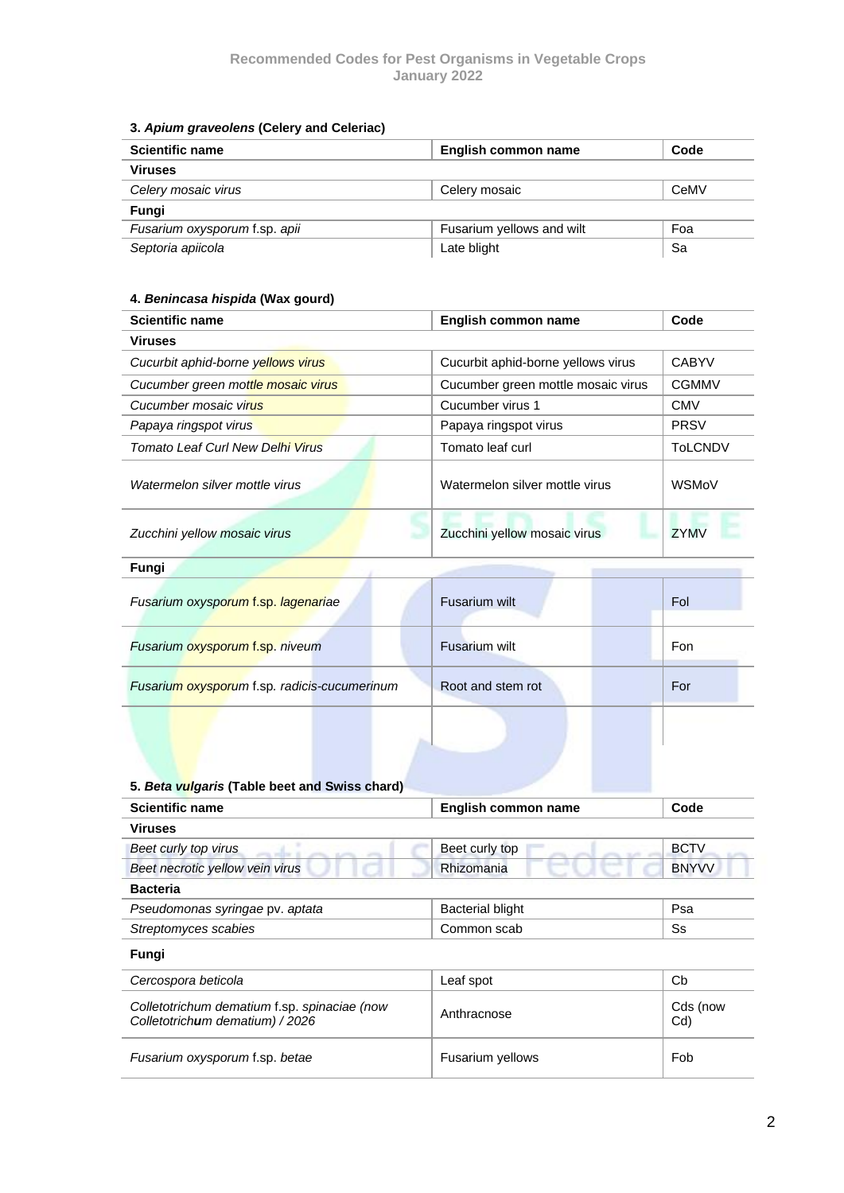### 3. *Apium graveolens* (Celery and Celeriac)

| Scientific name | English common name | Code |
|---|---|---|
| **Viruses** | | |
| *Celery mosaic virus* | Celery mosaic | CeMV |
| **Fungi** | | |
| *Fusarium oxysporum* f.sp. *apii* | Fusarium yellows and wilt | Foa |
| *Septoria apiicola* | Late blight | Sa |

### 4. *Benincasa hispida* (Wax gourd)

| Scientific name | English common name | Code |
|---|---|---|
| **Viruses** | | |
| *Cucurbit aphid-borne yellows virus* | Cucurbit aphid-borne yellows virus | CABYV |
| *Cucumber green mottle mosaic virus* | Cucumber green mottle mosaic virus | CGMMV |
| *Cucumber mosaic virus* | Cucumber virus 1 | CMV |
| *Papaya ringspot virus* | Papaya ringspot virus | PRSV |
| *Tomato Leaf Curl New Delhi Virus* | Tomato leaf curl | ToLCNDV |
| *Watermelon silver mottle virus* | Watermelon silver mottle virus | WSMoV |
| *Zucchini yellow mosaic virus* | Zucchini yellow mosaic virus | ZYMV |
| **Fungi** | | |
| *Fusarium oxysporum* f.sp. *lagenariae* | Fusarium wilt | Fol |
| *Fusarium oxysporum* f.sp. *niveum* | Fusarium wilt | Fon |
| *Fusarium oxysporum* f.sp. *radicis-cucumerinum* | Root and stem rot | For |
| | | |

### 5. *Beta vulgaris* (Table beet and Swiss chard)

| Scientific name | English common name | Code |
|---|---|---|
| **Viruses** | | |
| *Beet curly top virus* | Beet curly top | BCTV |
| *Beet necrotic yellow vein virus* | Rhizomania | BNYVV |
| **Bacteria** | | |
| *Pseudomonas syringae* pv. *aptata* | Bacterial blight | Psa |
| *Streptomyces scabies* | Common scab | Ss |
| **Fungi** | | |
| *Cercospora beticola* | Leaf spot | Cb |
| *Colletotrichum dematium* f.sp. *spinaciae (now Colletotrich**u**m dematium) / 2026* | Anthracnose | Cds (now Cd) |
| *Fusarium oxysporum* f.sp. *betae* | Fusarium yellows | Fob |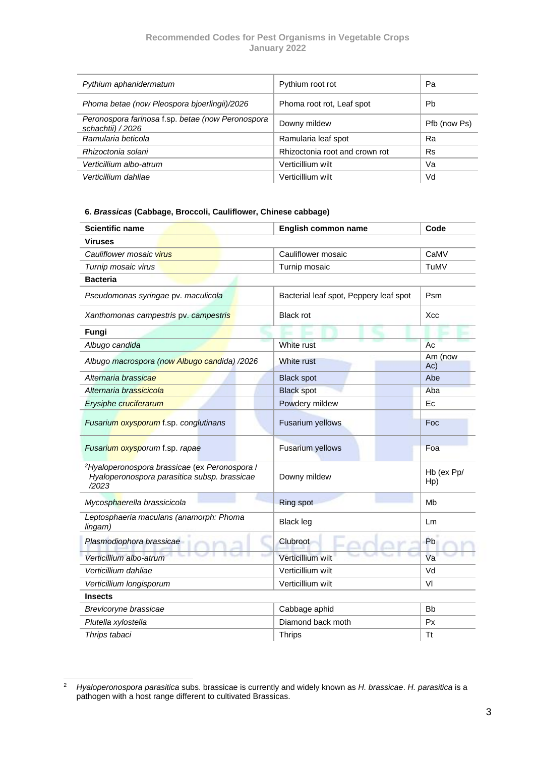| *Pythium aphanidermatum* | Pythium root rot | Pa |
|---|---|---|
| *Phoma betae (now Pleospora bjoerlingii)/2026* | Phoma root rot, Leaf spot | Pb |
| *Peronospora farinosa* f.sp. *betae (now Peronospora schachtii) / 2026* | Downy mildew | Pfb (now Ps) |
| *Ramularia beticola* | Ramularia leaf spot | Ra |
| *Rhizoctonia solani* | Rhizoctonia root and crown rot | Rs |
| *Verticillium albo-atrum* | Verticillium wilt | Va |
| *Verticillium dahliae* | Verticillium wilt | Vd |

#### 6. *Brassicas* (Cabbage, Broccoli, Cauliflower, Chinese cabbage)

| Scientific name | English common name | Code |
|---|---|---|
| **Viruses** | | |
| *Cauliflower mosaic virus* | Cauliflower mosaic | CaMV |
| *Turnip mosaic virus* | Turnip mosaic | TuMV |
| **Bacteria** | | |
| *Pseudomonas syringae* pv. *maculicola* | Bacterial leaf spot, Peppery leaf spot | Psm |
| *Xanthomonas campestris* pv. *campestris* | Black rot | Xcc |
| **Fungi** | | |
| *Albugo candida* | White rust | Ac |
| *Albugo macrospora (now Albugo candida) /2026* | White rust | Am (now Ac) |
| *Alternaria brassicae* | Black spot | Abe |
| *Alternaria brassicicola* | Black spot | Aba |
| *Erysiphe cruciferarum* | Powdery mildew | Ec |
| *Fusarium oxysporum* f.sp. *conglutinans* | Fusarium yellows | Foc |
| *Fusarium oxysporum* f.sp. *rapae* | Fusarium yellows | Foa |
| [2]*Hyaloperonospora brassicae* (ex *Peronospora* / *Hyaloperonospora parasitica subsp. brassicae* /2023 | Downy mildew | Hb (ex Pp/ Hp) |
| *Mycosphaerella brassicicola* | Ring spot | Mb |
| *Leptosphaeria maculans (anamorph: Phoma lingam)* | Black leg | Lm |
| *Plasmodiophora brassicae* | Clubroot | Pb |
| *Verticillium albo-atrum* | Verticillium wilt | Va |
| *Verticillium dahliae* | Verticillium wilt | Vd |
| *Verticillium longisporum* | Verticillium wilt | Vl |
| **Insects** | | |
| *Brevicoryne brassicae* | Cabbage aphid | Bb |
| *Plutella xylostella* | Diamond back moth | Px |
| *Thrips tabaci* | Thrips | Tt |

[2] *Hyaloperonospora parasitica* subs. brassicae is currently and widely known as *H. brassicae*. *H. parasitica* is a pathogen with a host range different to cultivated Brassicas.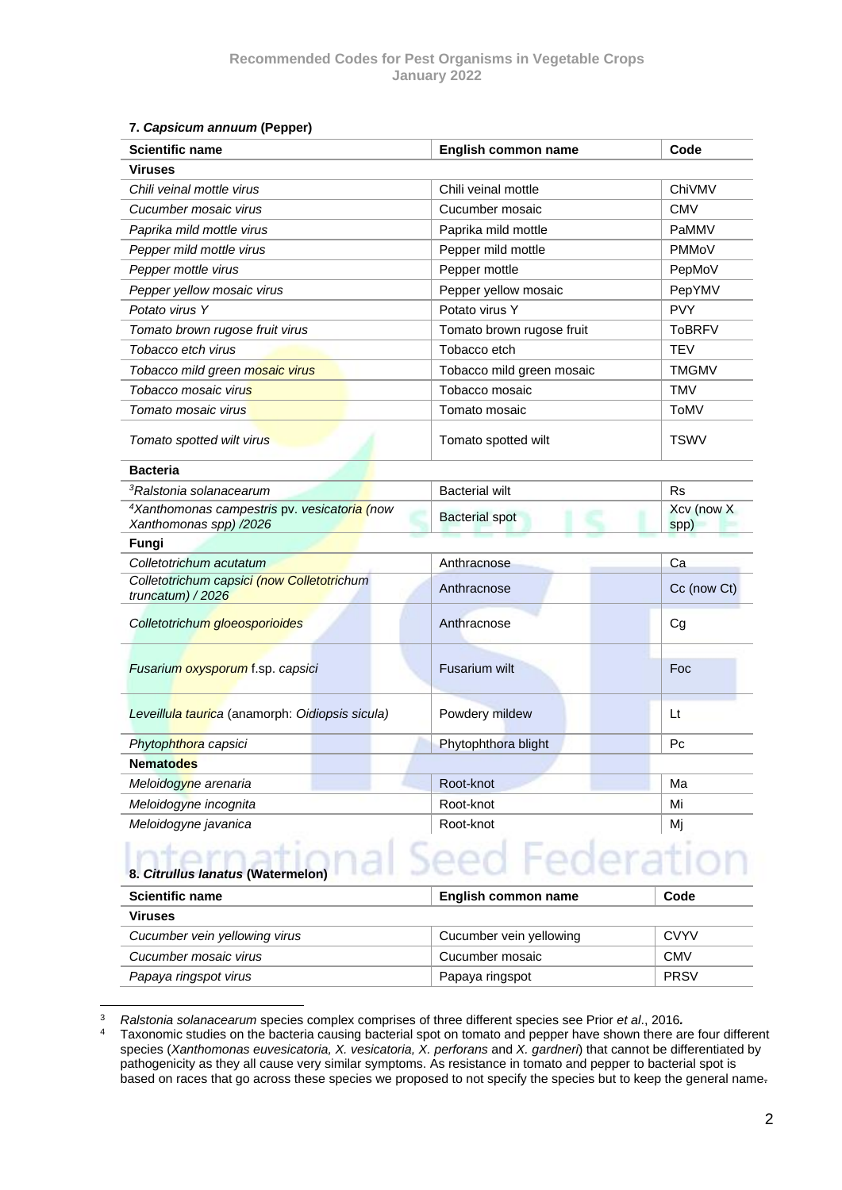### 7. *Capsicum annuum* (Pepper)

| Scientific name | English common name | Code |
|---|---|---|
| **Viruses** | | |
| *Chili veinal mottle virus* | Chili veinal mottle | ChiVMV |
| *Cucumber mosaic virus* | Cucumber mosaic | CMV |
| *Paprika mild mottle virus* | Paprika mild mottle | PaMMV |
| *Pepper mild mottle virus* | Pepper mild mottle | PMMoV |
| *Pepper mottle virus* | Pepper mottle | PepMoV |
| *Pepper yellow mosaic virus* | Pepper yellow mosaic | PepYMV |
| *Potato virus Y* | Potato virus Y | PVY |
| *Tomato brown rugose fruit virus* | Tomato brown rugose fruit | ToBRFV |
| *Tobacco etch virus* | Tobacco etch | TEV |
| *Tobacco mild green mosaic virus* | Tobacco mild green mosaic | TMGMV |
| *Tobacco mosaic virus* | Tobacco mosaic | TMV |
| *Tomato mosaic virus* | Tomato mosaic | ToMV |
| *Tomato spotted wilt virus* | Tomato spotted wilt | TSWV |
| **Bacteria** | | |
| [3]*Ralstonia solanacearum* | Bacterial wilt | Rs |
| [4]*Xanthomonas campestris* pv. *vesicatoria (now Xanthomonas spp) /2026* | Bacterial spot | Xcv (now X spp) |
| **Fungi** | | |
| *Colletotrichum acutatum* | Anthracnose | Ca |
| *Colletotrichum capsici (now Colletotrichum truncatum) / 2026* | Anthracnose | Cc (now Ct) |
| *Colletotrichum gloeosporioides* | Anthracnose | Cg |
| *Fusarium oxysporum* f.sp. *capsici* | Fusarium wilt | Foc |
| *Leveillula taurica* (anamorph: *Oidiopsis sicula*) | Powdery mildew | Lt |
| *Phytophthora capsici* | Phytophthora blight | Pc |
| **Nematodes** | | |
| *Meloidogyne arenaria* | Root-knot | Ma |
| *Meloidogyne incognita* | Root-knot | Mi |
| *Meloidogyne javanica* | Root-knot | Mj |

### 8. *Citrullus lanatus* (Watermelon)

| Scientific name | English common name | Code |
|---|---|---|
| **Viruses** | | |
| *Cucumber vein yellowing virus* | Cucumber vein yellowing | CVYV |
| *Cucumber mosaic virus* | Cucumber mosaic | CMV |
| *Papaya ringspot virus* | Papaya ringspot | PRSV |

---

[3] *Ralstonia solanacearum* species complex comprises of three different species see Prior *et al*., 2016.

[4] Taxonomic studies on the bacteria causing bacterial spot on tomato and pepper have shown there are four different species (*Xanthomonas euvesicatoria, X. vesicatoria, X. perforans* and *X. gardneri*) that cannot be differentiated by pathogenicity as they all cause very similar symptoms. As resistance in tomato and pepper to bacterial spot is based on races that go across these species we proposed to not specify the species but to keep the general name.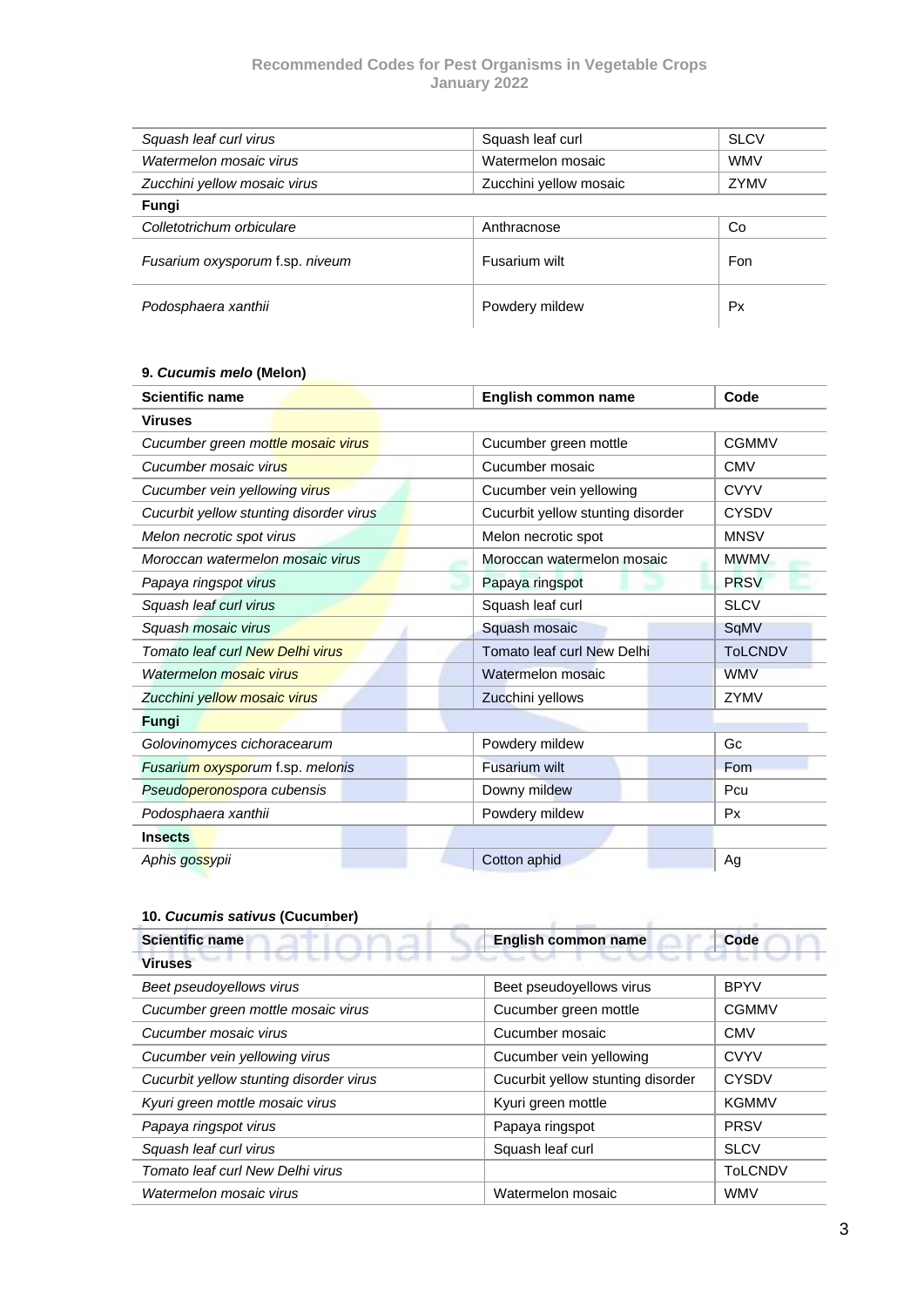| | | |
|---|---|---|
| *Squash leaf curl virus* | Squash leaf curl | SLCV |
| *Watermelon mosaic virus* | Watermelon mosaic | WMV |
| *Zucchini yellow mosaic virus* | Zucchini yellow mosaic | ZYMV |
| **Fungi** | | |
| *Colletotrichum orbiculare* | Anthracnose | Co |
| *Fusarium oxysporum* f.sp. *niveum* | Fusarium wilt | Fon |
| *Podosphaera xanthii* | Powdery mildew | Px |

### 9. *Cucumis melo* (Melon)

| Scientific name | English common name | Code |
|---|---|---|
| **Viruses** | | |
| *Cucumber green mottle mosaic virus* | Cucumber green mottle | CGMMV |
| *Cucumber mosaic virus* | Cucumber mosaic | CMV |
| *Cucumber vein yellowing virus* | Cucumber vein yellowing | CVYV |
| *Cucurbit yellow stunting disorder virus* | Cucurbit yellow stunting disorder | CYSDV |
| *Melon necrotic spot virus* | Melon necrotic spot | MNSV |
| *Moroccan watermelon mosaic virus* | Moroccan watermelon mosaic | MWMV |
| *Papaya ringspot virus* | Papaya ringspot | PRSV |
| *Squash leaf curl virus* | Squash leaf curl | SLCV |
| *Squash mosaic virus* | Squash mosaic | SqMV |
| *Tomato leaf curl New Delhi virus* | Tomato leaf curl New Delhi | ToLCNDV |
| *Watermelon mosaic virus* | Watermelon mosaic | WMV |
| *Zucchini yellow mosaic virus* | Zucchini yellows | ZYMV |
| **Fungi** | | |
| *Golovinomyces cichoracearum* | Powdery mildew | Gc |
| *Fusarium oxysporum* f.sp. *melonis* | Fusarium wilt | Fom |
| *Pseudoperonospora cubensis* | Downy mildew | Pcu |
| *Podosphaera xanthii* | Powdery mildew | Px |
| **Insects** | | |
| *Aphis gossypii* | Cotton aphid | Ag |

### 10. *Cucumis sativus* (Cucumber)

| Scientific name | English common name | Code |
|---|---|---|
| **Viruses** | | |
| *Beet pseudoyellows virus* | Beet pseudoyellows virus | BPYV |
| *Cucumber green mottle mosaic virus* | Cucumber green mottle | CGMMV |
| *Cucumber mosaic virus* | Cucumber mosaic | CMV |
| *Cucumber vein yellowing virus* | Cucumber vein yellowing | CVYV |
| *Cucurbit yellow stunting disorder virus* | Cucurbit yellow stunting disorder | CYSDV |
| *Kyuri green mottle mosaic virus* | Kyuri green mottle | KGMMV |
| *Papaya ringspot virus* | Papaya ringspot | PRSV |
| *Squash leaf curl virus* | Squash leaf curl | SLCV |
| *Tomato leaf curl New Delhi virus* | | ToLCNDV |
| *Watermelon mosaic virus* | Watermelon mosaic | WMV |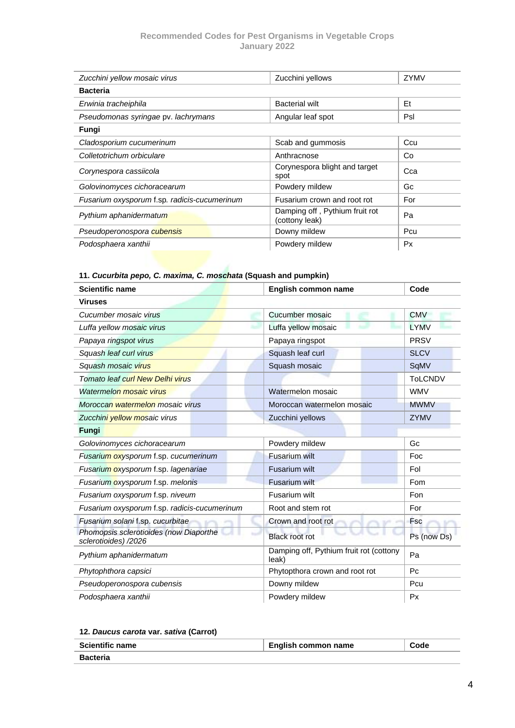| | | |
|---|---|---|
| *Zucchini yellow mosaic virus* | Zucchini yellows | ZYMV |
| **Bacteria** | | |
| *Erwinia tracheiphila* | Bacterial wilt | Et |
| *Pseudomonas syringae* pv. *lachrymans* | Angular leaf spot | Psl |
| **Fungi** | | |
| *Cladosporium cucumerinum* | Scab and gummosis | Ccu |
| *Colletotrichum orbiculare* | Anthracnose | Co |
| *Corynespora cassiicola* | Corynespora blight and target spot | Cca |
| *Golovinomyces cichoracearum* | Powdery mildew | Gc |
| *Fusarium oxysporum* f.sp. *radicis-cucumerinum* | Fusarium crown and root rot | For |
| *Pythium aphanidermatum* | Damping off , Pythium fruit rot (cottony leak) | Pa |
| *Pseudoperonospora cubensis* | Downy mildew | Pcu |
| *Podosphaera xanthii* | Powdery mildew | Px |

### 11. *Cucurbita pepo, C. maxima, C. moschata* (Squash and pumpkin)

| Scientific name | English common name | Code |
|---|---|---|
| **Viruses** | | |
| *Cucumber mosaic virus* | Cucumber mosaic | CMV |
| *Luffa yellow mosaic virus* | Luffa yellow mosaic | LYMV |
| *Papaya ringspot virus* | Papaya ringspot | PRSV |
| *Squash leaf curl virus* | Squash leaf curl | SLCV |
| *Squash mosaic virus* | Squash mosaic | SqMV |
| *Tomato leaf curl New Delhi virus* | | ToLCNDV |
| *Watermelon mosaic virus* | Watermelon mosaic | WMV |
| *Moroccan watermelon mosaic virus* | Moroccan watermelon mosaic | MWMV |
| *Zucchini yellow mosaic virus* | Zucchini yellows | ZYMV |
| **Fungi** | | |
| *Golovinomyces cichoracearum* | Powdery mildew | Gc |
| *Fusarium oxysporum* f.sp. *cucumerinum* | Fusarium wilt | Foc |
| *Fusarium oxysporum* f.sp. *lagenariae* | Fusarium wilt | Fol |
| *Fusarium oxysporum* f.sp. *melonis* | Fusarium wilt | Fom |
| *Fusarium oxysporum* f.sp. *niveum* | Fusarium wilt | Fon |
| *Fusarium oxysporum* f.sp. *radicis-cucumerinum* | Root and stem rot | For |
| *Fusarium solani* f.sp. *cucurbitae* | Crown and root rot | Fsc |
| *Phomopsis sclerotioides (now Diaporthe sclerotioides) /2026* | Black root rot | Ps (now Ds) |
| *Pythium aphanidermatum* | Damping off, Pythium fruit rot (cottony leak) | Pa |
| *Phytophthora capsici* | Phytopthora crown and root rot | Pc |
| *Pseudoperonospora cubensis* | Downy mildew | Pcu |
| *Podosphaera xanthii* | Powdery mildew | Px |

### 12. *Daucus carota* var. *sativa* (Carrot)

| Scientific name | English common name | Code |
|---|---|---|
| **Bacteria** | | |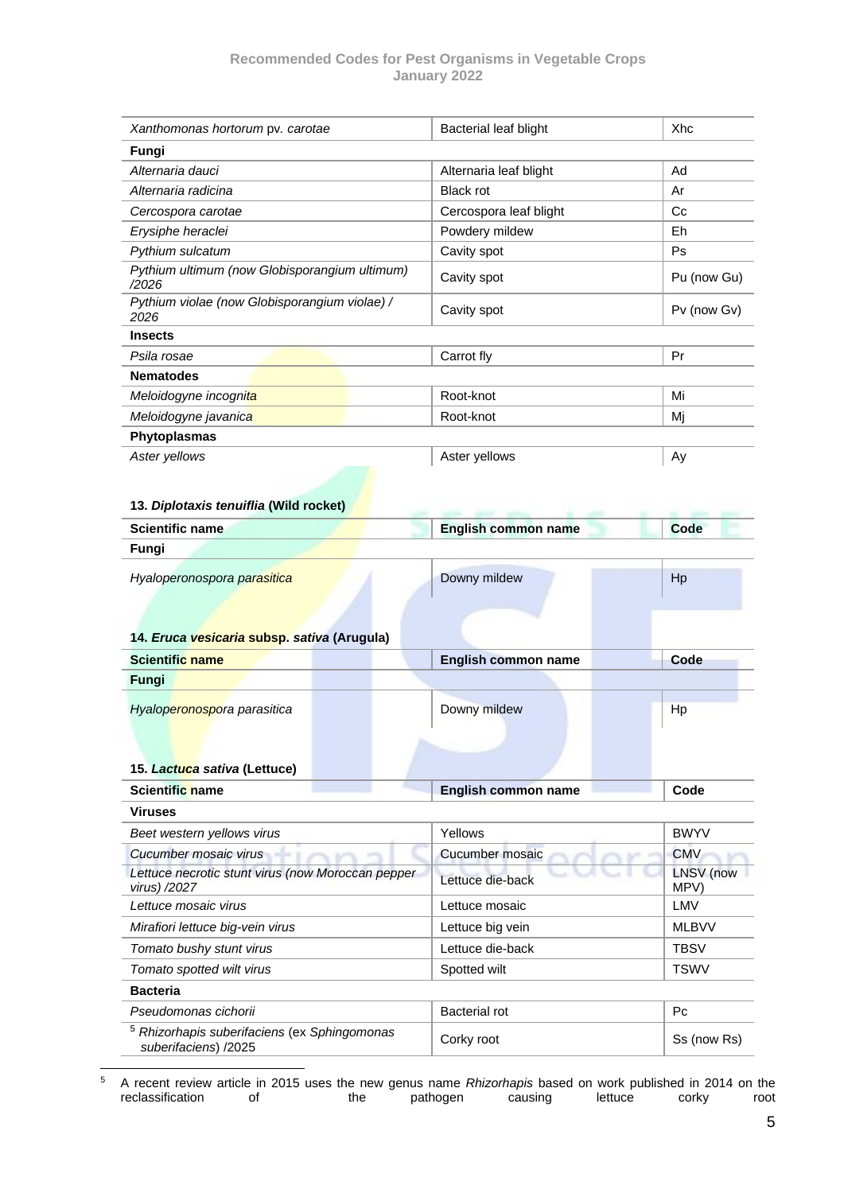| | | |
|---|---|---|
| *Xanthomonas hortorum* pv. *carotae* | Bacterial leaf blight | Xhc |
| **Fungi** | | |
| *Alternaria dauci* | Alternaria leaf blight | Ad |
| *Alternaria radicina* | Black rot | Ar |
| *Cercospora carotae* | Cercospora leaf blight | Cc |
| *Erysiphe heraclei* | Powdery mildew | Eh |
| *Pythium sulcatum* | Cavity spot | Ps |
| *Pythium ultimum (now Globisporangium ultimum) /2026* | Cavity spot | Pu (now Gu) |
| *Pythium violae (now Globisporangium violae) / 2026* | Cavity spot | Pv (now Gv) |
| **Insects** | | |
| *Psila rosae* | Carrot fly | Pr |
| **Nematodes** | | |
| *Meloidogyne incognita* | Root-knot | Mi |
| *Meloidogyne javanica* | Root-knot | Mj |
| **Phytoplasmas** | | |
| *Aster yellows* | Aster yellows | Ay |

### 13. *Diplotaxis tenuiflia* (Wild rocket)

| Scientific name | English common name | Code |
|---|---|---|
| **Fungi** | | |
| *Hyaloperonospora parasitica* | Downy mildew | Hp |

### 14. *Eruca vesicaria* subsp. *sativa* (Arugula)

| Scientific name | English common name | Code |
|---|---|---|
| **Fungi** | | |
| *Hyaloperonospora parasitica* | Downy mildew | Hp |

### 15. *Lactuca sativa* (Lettuce)

| Scientific name | English common name | Code |
|---|---|---|
| **Viruses** | | |
| *Beet western yellows virus* | Yellows | BWYV |
| *Cucumber mosaic virus* | Cucumber mosaic | CMV |
| *Lettuce necrotic stunt virus (now Moroccan pepper virus) /2027* | Lettuce die-back | LNSV (now MPV) |
| *Lettuce mosaic virus* | Lettuce mosaic | LMV |
| *Mirafiori lettuce big-vein virus* | Lettuce big vein | MLBVV |
| *Tomato bushy stunt virus* | Lettuce die-back | TBSV |
| *Tomato spotted wilt virus* | Spotted wilt | TSWV |
| **Bacteria** | | |
| *Pseudomonas cichorii* | Bacterial rot | Pc |
| [5] *Rhizorhapis suberifaciens* (ex *Sphingomonas suberifaciens*) /2025 | Corky root | Ss (now Rs) |

[5] A recent review article in 2015 uses the new genus name *Rhizorhapis* based on work published in 2014 on the reclassification of the pathogen causing lettuce corky root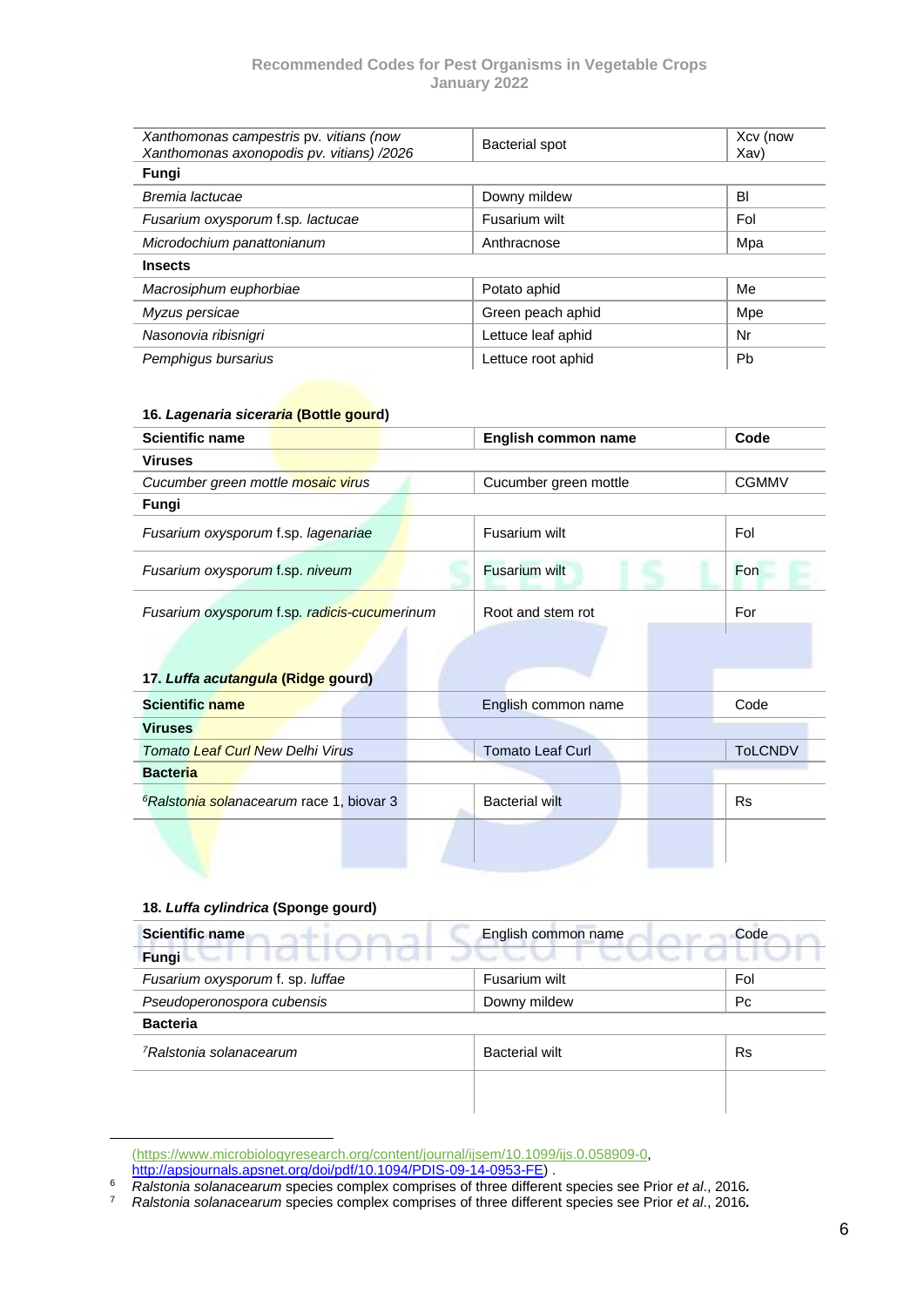| | | |
|---|---|---|
| *Xanthomonas campestris* pv. *vitians (now Xanthomonas axonopodis pv. vitians) /2026* | Bacterial spot | Xcv (now Xav) |
| **Fungi** | | |
| *Bremia lactucae* | Downy mildew | Bl |
| *Fusarium oxysporum* f.sp. *lactucae* | Fusarium wilt | Fol |
| *Microdochium panattonianum* | Anthracnose | Mpa |
| **Insects** | | |
| *Macrosiphum euphorbiae* | Potato aphid | Me |
| *Myzus persicae* | Green peach aphid | Mpe |
| *Nasonovia ribisnigri* | Lettuce leaf aphid | Nr |
| *Pemphigus bursarius* | Lettuce root aphid | Pb |

### 16. *Lagenaria siceraria* (Bottle gourd)

| Scientific name | English common name | Code |
|---|---|---|
| **Viruses** | | |
| *Cucumber green mottle mosaic virus* | Cucumber green mottle | CGMMV |
| **Fungi** | | |
| *Fusarium oxysporum* f.sp. *lagenariae* | Fusarium wilt | Fol |
| *Fusarium oxysporum* f.sp. *niveum* | Fusarium wilt | Fon |
| *Fusarium oxysporum* f.sp. *radicis-cucumerinum* | Root and stem rot | For |

### 17. *Luffa acutangula* (Ridge gourd)

| Scientific name | English common name | Code |
|---|---|---|
| **Viruses** | | |
| *Tomato Leaf Curl New Delhi Virus* | Tomato Leaf Curl | ToLCNDV |
| **Bacteria** | | |
| [6]*Ralstonia solanacearum* race 1, biovar 3 | Bacterial wilt | Rs |
| | | |

### 18. *Luffa cylindrica* (Sponge gourd)

| Scientific name | English common name | Code |
|---|---|---|
| **Fungi** | | |
| *Fusarium oxysporum* f. sp. *luffae* | Fusarium wilt | Fol |
| *Pseudoperonospora cubensis* | Downy mildew | Pc |
| **Bacteria** | | |
| [7]*Ralstonia solanacearum* | Bacterial wilt | Rs |
| | | |

---

(https://www.microbiologyresearch.org/content/journal/ijsem/10.1099/ijs.0.058909-0, http://apsjournals.apsnet.org/doi/pdf/10.1094/PDIS-09-14-0953-FE) .

[6] *Ralstonia solanacearum* species complex comprises of three different species see Prior *et al*., 2016**.**

[7] *Ralstonia solanacearum* species complex comprises of three different species see Prior *et al*., 2016**.**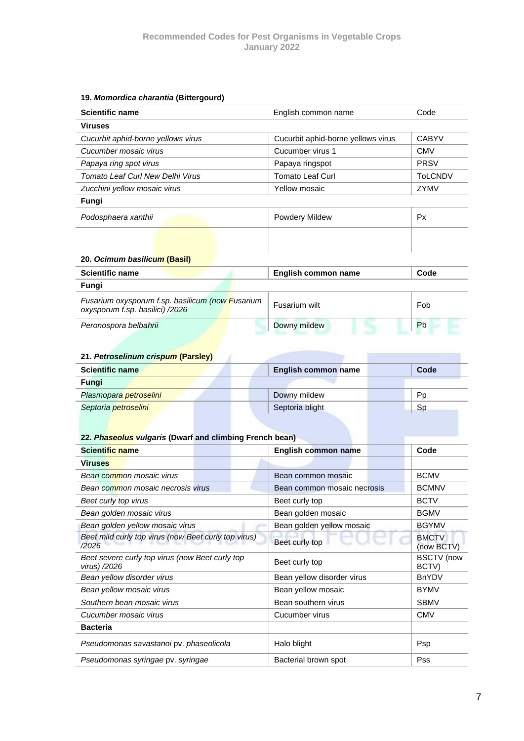### 19. *Momordica charantia* (Bittergourd)

| Scientific name | English common name | Code |
| --- | --- | --- |
| **Viruses** | | |
| *Cucurbit aphid-borne yellows virus* | Cucurbit aphid-borne yellows virus | CABYV |
| *Cucumber mosaic virus* | Cucumber virus 1 | CMV |
| *Papaya ring spot virus* | Papaya ringspot | PRSV |
| *Tomato Leaf Curl New Delhi Virus* | Tomato Leaf Curl | ToLCNDV |
| *Zucchini yellow mosaic virus* | Yellow mosaic | ZYMV |
| **Fungi** | | |
| *Podosphaera xanthii* | Powdery Mildew | Px |
| | | |

### 20. *Ocimum basilicum* (Basil)

| Scientific name | English common name | Code |
| --- | --- | --- |
| **Fungi** | | |
| *Fusarium oxysporum f.sp. basilicum (now Fusarium oxysporum f.sp. basilici) /2026* | Fusarium wilt | Fob |
| *Peronospora belbahrii* | Downy mildew | Pb |

### 21. *Petroselinum crispum* (Parsley)

| Scientific name | English common name | Code |
| --- | --- | --- |
| **Fungi** | | |
| *Plasmopara petroselini* | Downy mildew | Pp |
| *Septoria petroselini* | Septoria blight | Sp |

### 22. *Phaseolus vulgaris* (Dwarf and climbing French bean)

| Scientific name | English common name | Code |
| --- | --- | --- |
| **Viruses** | | |
| *Bean common mosaic virus* | Bean common mosaic | BCMV |
| *Bean common mosaic necrosis virus* | Bean common mosaic necrosis | BCMNV |
| *Beet curly top virus* | Beet curly top | BCTV |
| *Bean golden mosaic virus* | Bean golden mosaic | BGMV |
| *Bean golden yellow mosaic virus* | Bean golden yellow mosaic | BGYMV |
| *Beet mild curly top virus (now Beet curly top virus) /2026* | Beet curly top | BMCTV (now BCTV) |
| *Beet severe curly top virus (now Beet curly top virus) /2026* | Beet curly top | BSCTV (now BCTV) |
| *Bean yellow disorder virus* | Bean yellow disorder virus | BnYDV |
| *Bean yellow mosaic virus* | Bean yellow mosaic | BYMV |
| *Southern bean mosaic virus* | Bean southern virus | SBMV |
| *Cucumber mosaic virus* | Cucumber virus | CMV |
| **Bacteria** | | |
| *Pseudomonas savastanoi* pv. *phaseolicola* | Halo blight | Psp |
| *Pseudomonas syringae* pv. *syringae* | Bacterial brown spot | Pss |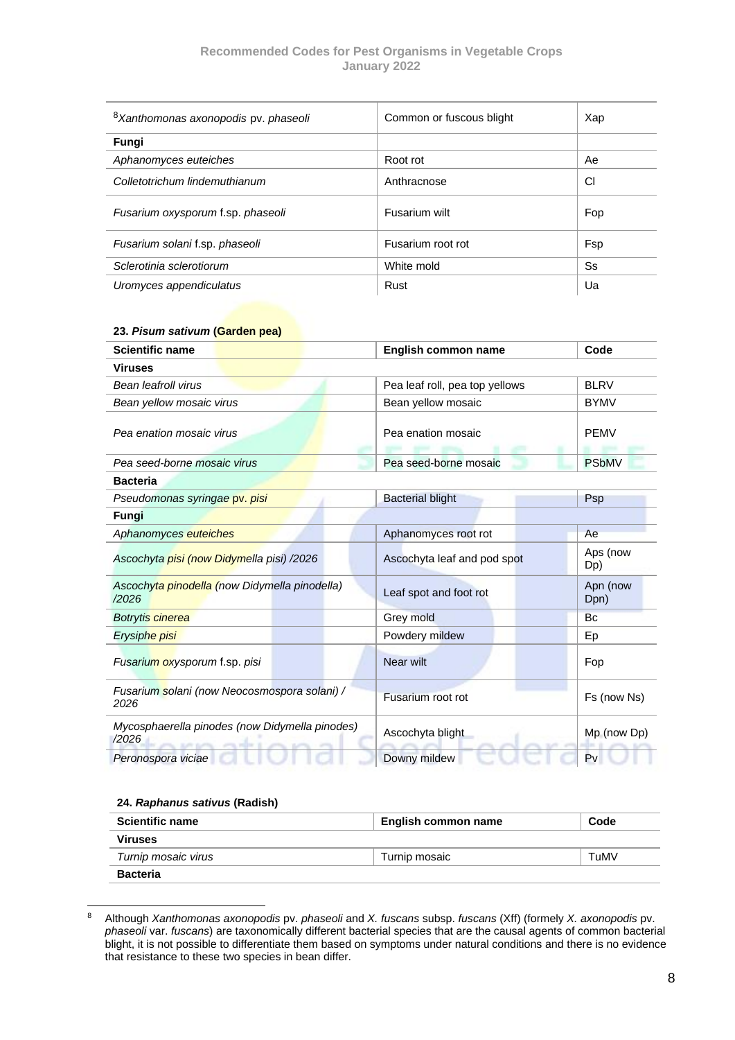| | | |
|---|---|---|
| [8]*Xanthomonas axonopodis* pv. *phaseoli* | Common or fuscous blight | Xap |
| **Fungi** | | |
| *Aphanomyces euteiches* | Root rot | Ae |
| *Colletotrichum lindemuthianum* | Anthracnose | Cl |
| *Fusarium oxysporum* f.sp. *phaseoli* | Fusarium wilt | Fop |
| *Fusarium solani* f.sp. *phaseoli* | Fusarium root rot | Fsp |
| *Sclerotinia sclerotiorum* | White mold | Ss |
| *Uromyces appendiculatus* | Rust | Ua |

**23. *Pisum sativum* (Garden pea)**

| Scientific name | English common name | Code |
|---|---|---|
| **Viruses** | | |
| *Bean leafroll virus* | Pea leaf roll, pea top yellows | BLRV |
| *Bean yellow mosaic virus* | Bean yellow mosaic | BYMV |
| *Pea enation mosaic virus* | Pea enation mosaic | PEMV |
| *Pea seed-borne mosaic virus* | Pea seed-borne mosaic | PSbMV |
| **Bacteria** | | |
| *Pseudomonas syringae* pv. *pisi* | Bacterial blight | Psp |
| **Fungi** | | |
| *Aphanomyces euteiches* | Aphanomyces root rot | Ae |
| *Ascochyta pisi (now Didymella pisi) /2026* | Ascochyta leaf and pod spot | Aps (now Dp) |
| *Ascochyta pinodella (now Didymella pinodella) /2026* | Leaf spot and foot rot | Apn (now Dpn) |
| *Botrytis cinerea* | Grey mold | Bc |
| *Erysiphe pisi* | Powdery mildew | Ep |
| *Fusarium oxysporum* f.sp. *pisi* | Near wilt | Fop |
| *Fusarium solani (now Neocosmospora solani) / 2026* | Fusarium root rot | Fs (now Ns) |
| *Mycosphaerella pinodes (now Didymella pinodes) /2026* | Ascochyta blight | Mp (now Dp) |
| *Peronospora viciae* | Downy mildew | Pv |

**24. *Raphanus sativus* (Radish)**

| Scientific name | English common name | Code |
|---|---|---|
| **Viruses** | | |
| *Turnip mosaic virus* | Turnip mosaic | TuMV |
| **Bacteria** | | |

[8] Although *Xanthomonas axonopodis* pv. *phaseoli* and *X. fuscans* subsp. *fuscans* (Xff) (formely *X. axonopodis* pv. *phaseoli* var. *fuscans*) are taxonomically different bacterial species that are the causal agents of common bacterial blight, it is not possible to differentiate them based on symptoms under natural conditions and there is no evidence that resistance to these two species in bean differ.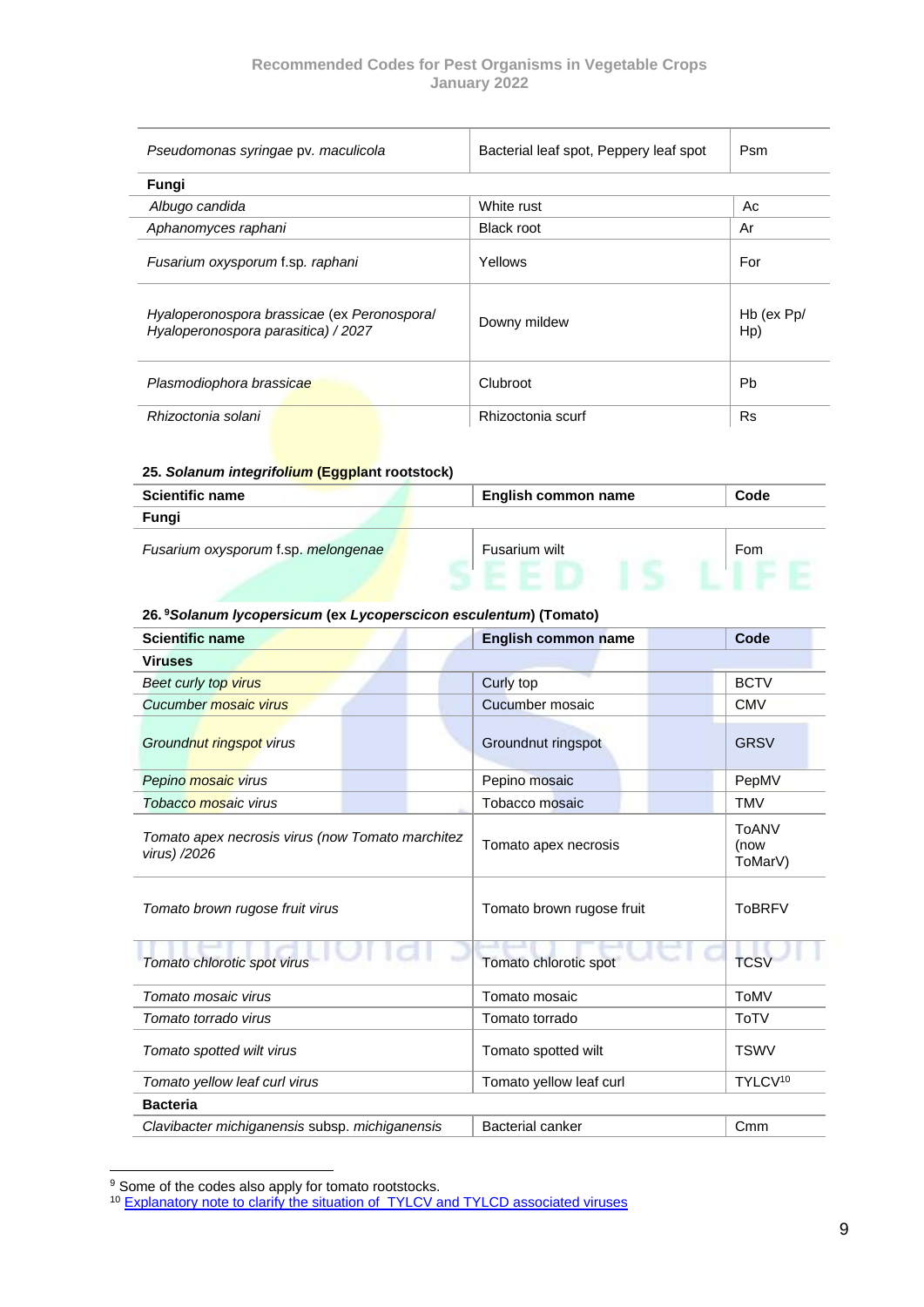| | | |
|---|---|---|
| *Pseudomonas syringae* pv. *maculicola* | Bacterial leaf spot, Peppery leaf spot | Psm |
| **Fungi** | | |
| *Albugo candida* | White rust | Ac |
| *Aphanomyces raphani* | Black root | Ar |
| *Fusarium oxysporum* f.sp. *raphani* | Yellows | For |
| *Hyaloperonospora brassicae* (ex *Peronospora*/ *Hyaloperonospora parasitica*) / 2027 | Downy mildew | Hb (ex Pp/ Hp) |
| *Plasmodiophora brassicae* | Clubroot | Pb |
| *Rhizoctonia solani* | Rhizoctonia scurf | Rs |

#### 25. *Solanum integrifolium* (Eggplant rootstock)

| Scientific name | English common name | Code |
|---|---|---|
| **Fungi** | | |
| *Fusarium oxysporum* f.sp. *melongenae* | Fusarium wilt | Fom |

#### 26. [9]*Solanum lycopersicum* (ex *Lycoperscicon esculentum*) (Tomato)

| Scientific name | English common name | Code |
|---|---|---|
| **Viruses** | | |
| *Beet curly top virus* | Curly top | BCTV |
| *Cucumber mosaic virus* | Cucumber mosaic | CMV |
| *Groundnut ringspot virus* | Groundnut ringspot | GRSV |
| *Pepino mosaic virus* | Pepino mosaic | PepMV |
| *Tobacco mosaic virus* | Tobacco mosaic | TMV |
| *Tomato apex necrosis virus (now Tomato marchitez virus) /2026* | Tomato apex necrosis | ToANV (now ToMarV) |
| *Tomato brown rugose fruit virus* | Tomato brown rugose fruit | ToBRFV |
| *Tomato chlorotic spot virus* | Tomato chlorotic spot | TCSV |
| *Tomato mosaic virus* | Tomato mosaic | ToMV |
| *Tomato torrado virus* | Tomato torrado | ToTV |
| *Tomato spotted wilt virus* | Tomato spotted wilt | TSWV |
| *Tomato yellow leaf curl virus* | Tomato yellow leaf curl | TYLCV[10] |
| **Bacteria** | | |
| *Clavibacter michiganensis* subsp. *michiganensis* | Bacterial canker | Cmm |

[9] Some of the codes also apply for tomato rootstocks.
[10] Explanatory note to clarify the situation of TYLCV and TYLCD associated viruses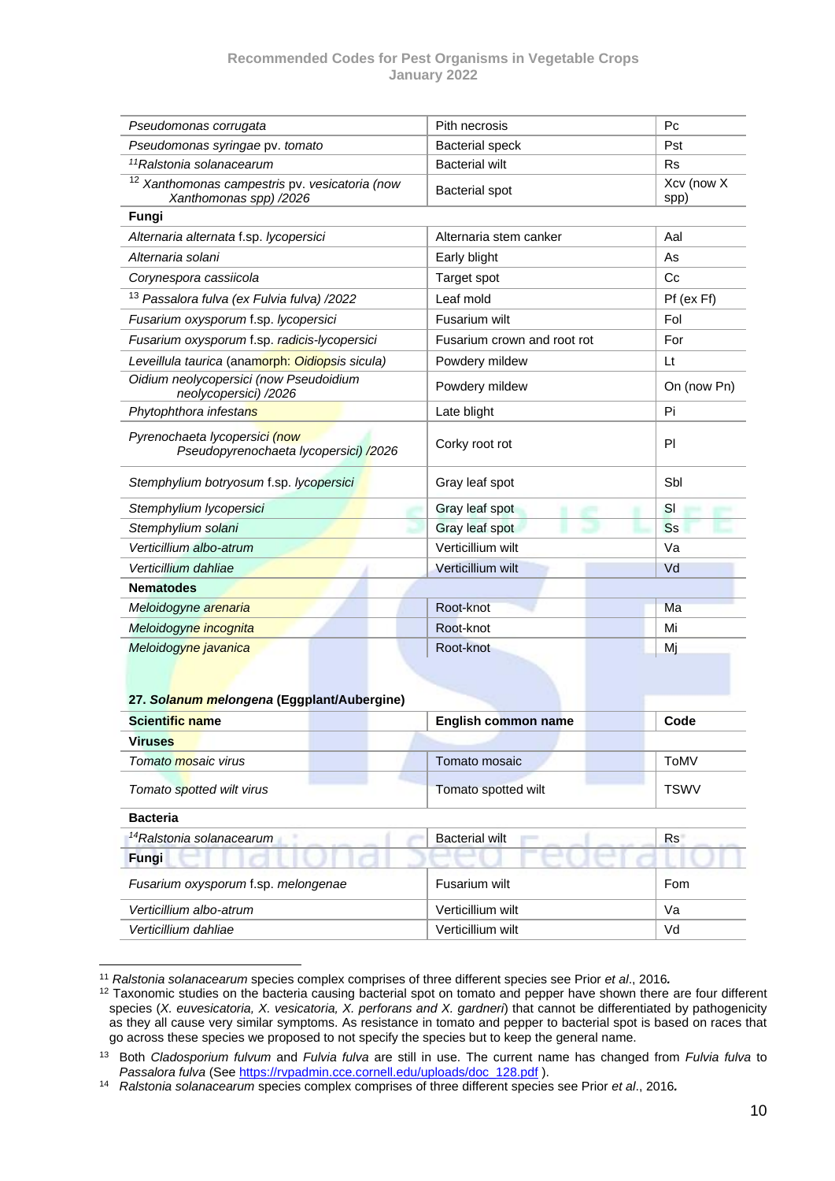| | | |
|---|---|---|
| *Pseudomonas corrugata* | Pith necrosis | Pc |
| *Pseudomonas syringae* pv. *tomato* | Bacterial speck | Pst |
| [11]*Ralstonia solanacearum* | Bacterial wilt | Rs |
| [12] *Xanthomonas campestris* pv. *vesicatoria (now Xanthomonas spp) /2026* | Bacterial spot | Xcv (now X spp) |
| **Fungi** | | |
| *Alternaria alternata* f.sp. *lycopersici* | Alternaria stem canker | Aal |
| *Alternaria solani* | Early blight | As |
| *Corynespora cassiicola* | Target spot | Cc |
| [13] *Passalora fulva (ex Fulvia fulva) /2022* | Leaf mold | Pf (ex Ff) |
| *Fusarium oxysporum* f.sp. *lycopersici* | Fusarium wilt | Fol |
| *Fusarium oxysporum* f.sp. *radicis-lycopersici* | Fusarium crown and root rot | For |
| *Leveillula taurica* (anamorph: *Oidiopsis sicula)* | Powdery mildew | Lt |
| *Oidium neolycopersici (now Pseudoidium neolycopersici) /2026* | Powdery mildew | On (now Pn) |
| *Phytophthora infestans* | Late blight | Pi |
| *Pyrenochaeta lycopersici (now Pseudopyrenochaeta lycopersici) /2026* | Corky root rot | Pl |
| *Stemphylium botryosum* f.sp. *lycopersici* | Gray leaf spot | Sbl |
| *Stemphylium lycopersici* | Gray leaf spot | Sl |
| *Stemphylium solani* | Gray leaf spot | Ss |
| *Verticillium albo-atrum* | Verticillium wilt | Va |
| *Verticillium dahliae* | Verticillium wilt | Vd |
| **Nematodes** | | |
| *Meloidogyne arenaria* | Root-knot | Ma |
| *Meloidogyne incognita* | Root-knot | Mi |
| *Meloidogyne javanica* | Root-knot | Mj |

**27. *Solanum melongena* (Eggplant/Aubergine)**

| Scientific name | English common name | Code |
|---|---|---|
| **Viruses** | | |
| *Tomato mosaic virus* | Tomato mosaic | ToMV |
| *Tomato spotted wilt virus* | Tomato spotted wilt | TSWV |
| **Bacteria** | | |
| [14]*Ralstonia solanacearum* | Bacterial wilt | Rs |
| **Fungi** | | |
| *Fusarium oxysporum* f.sp. *melongenae* | Fusarium wilt | Fom |
| *Verticillium albo-atrum* | Verticillium wilt | Va |
| *Verticillium dahliae* | Verticillium wilt | Vd |

---

[11] *Ralstonia solanacearum* species complex comprises of three different species see Prior *et al*., 2016.

[12] Taxonomic studies on the bacteria causing bacterial spot on tomato and pepper have shown there are four different species (*X. euvesicatoria, X. vesicatoria, X. perforans and X. gardneri*) that cannot be differentiated by pathogenicity as they all cause very similar symptoms. As resistance in tomato and pepper to bacterial spot is based on races that go across these species we proposed to not specify the species but to keep the general name.

[13] Both *Cladosporium fulvum* and *Fulvia fulva* are still in use. The current name has changed from *Fulvia fulva* to *Passalora fulva* (See https://rvpadmin.cce.cornell.edu/uploads/doc_128.pdf ).

[14] *Ralstonia solanacearum* species complex comprises of three different species see Prior *et al*., 2016.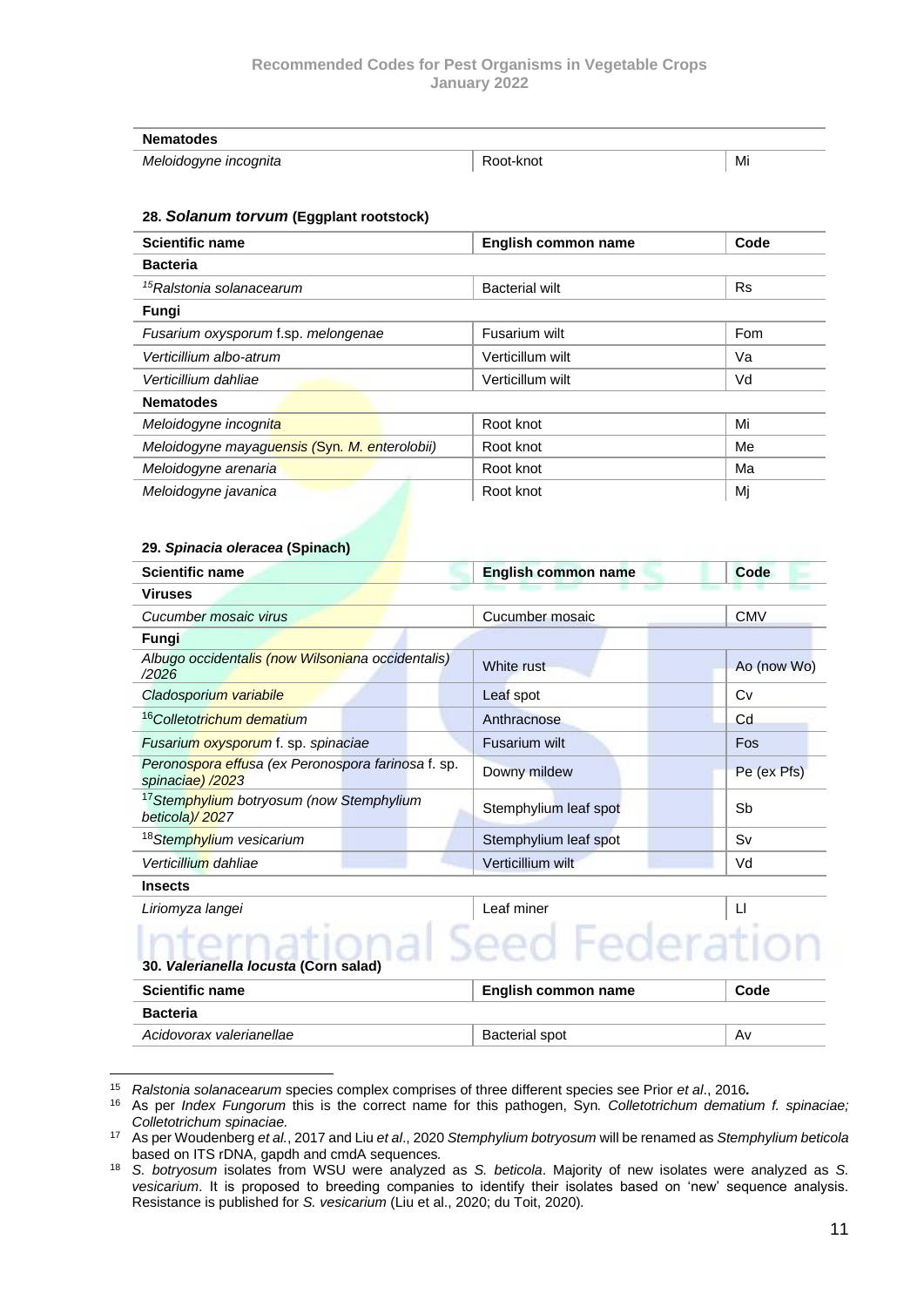| Nematodes | | |
|---|---|---|
| *Meloidogyne incognita* | Root-knot | Mi |

### 28. *Solanum torvum* (Eggplant rootstock)

| Scientific name | English common name | Code |
|---|---|---|
| **Bacteria** | | |
| [15]*Ralstonia solanacearum* | Bacterial wilt | Rs |
| **Fungi** | | |
| *Fusarium oxysporum* f.sp. *melongenae* | Fusarium wilt | Fom |
| *Verticillium albo-atrum* | Verticillium wilt | Va |
| *Verticillium dahliae* | Verticillium wilt | Vd |
| **Nematodes** | | |
| *Meloidogyne incognita* | Root knot | Mi |
| *Meloidogyne mayaguensis (Syn. M. enterolobii)* | Root knot | Me |
| *Meloidogyne arenaria* | Root knot | Ma |
| *Meloidogyne javanica* | Root knot | Mj |

### 29. *Spinacia oleracea* (Spinach)

| Scientific name | English common name | Code |
|---|---|---|
| **Viruses** | | |
| *Cucumber mosaic virus* | Cucumber mosaic | CMV |
| **Fungi** | | |
| *Albugo occidentalis (now Wilsoniana occidentalis) /2026* | White rust | Ao (now Wo) |
| *Cladosporium variabile* | Leaf spot | Cv |
| [16]*Colletotrichum dematium* | Anthracnose | Cd |
| *Fusarium oxysporum* f. sp. *spinaciae* | Fusarium wilt | Fos |
| *Peronospora effusa (ex Peronospora farinosa* f. sp. *spinaciae) /2023* | Downy mildew | Pe (ex Pfs) |
| [17]*Stemphylium botryosum (now Stemphylium beticola)/ 2027* | Stemphylium leaf spot | Sb |
| [18]*Stemphylium vesicarium* | Stemphylium leaf spot | Sv |
| *Verticillium dahliae* | Verticillium wilt | Vd |
| **Insects** | | |
| *Liriomyza langei* | Leaf miner | Ll |

### 30. *Valerianella locusta* (Corn salad)

| Scientific name | English common name | Code |
|---|---|---|
| **Bacteria** | | |
| *Acidovorax valerianellae* | Bacterial spot | Av |

---

[15] *Ralstonia solanacearum* species complex comprises of three different species see Prior *et al*., 2016**.**

[16] As per *Index Fungorum* this is the correct name for this pathogen, Syn*. Colletotrichum dematium f. spinaciae; Colletotrichum spinaciae.*

[17] As per Woudenberg *et al.*, 2017 and Liu *et al*., 2020 *Stemphylium botryosum* will be renamed as *Stemphylium beticola* based on ITS rDNA, gapdh and cmdA sequences*.*

[18] *S. botryosum* isolates from WSU were analyzed as *S. beticola*. Majority of new isolates were analyzed as *S. vesicarium*. It is proposed to breeding companies to identify their isolates based on 'new' sequence analysis. Resistance is published for *S. vesicarium* (Liu et al., 2020; du Toit, 2020).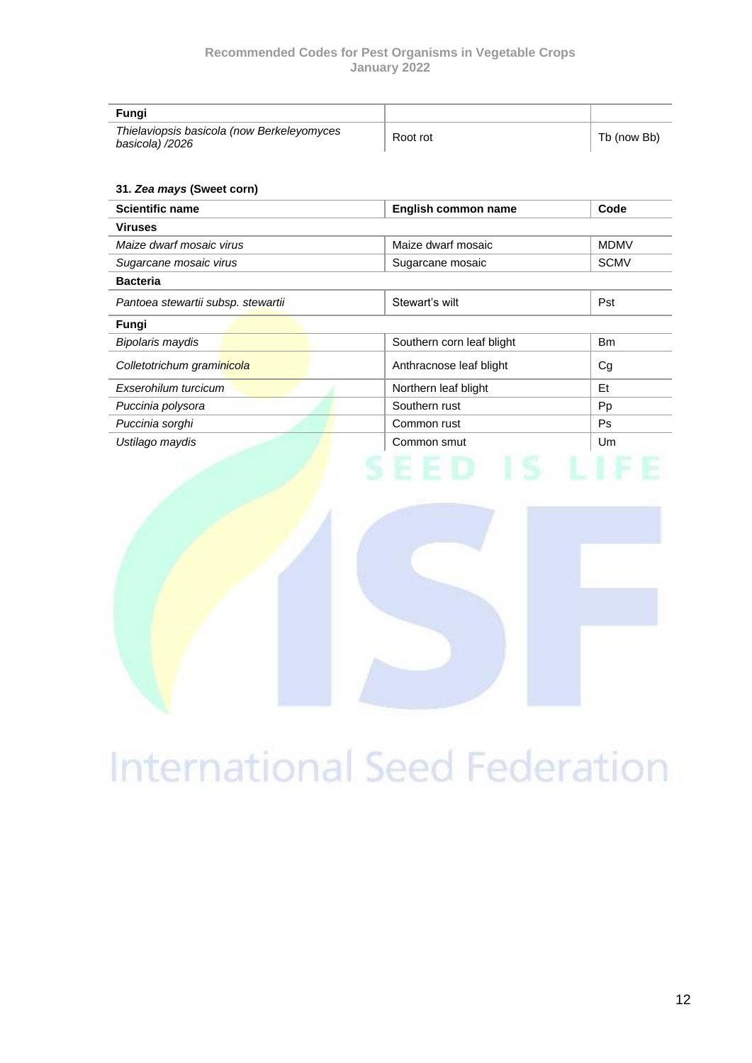| Fungi | | |
|---|---|---|
| *Thielaviopsis basicola (now Berkeleyomyces basicola) /2026* | Root rot | Tb (now Bb) |

**31. *Zea mays* (Sweet corn)**

| Scientific name | English common name | Code |
|---|---|---|
| **Viruses** | | |
| *Maize dwarf mosaic virus* | Maize dwarf mosaic | MDMV |
| *Sugarcane mosaic virus* | Sugarcane mosaic | SCMV |
| **Bacteria** | | |
| *Pantoea stewartii subsp. stewartii* | Stewart's wilt | Pst |
| **Fungi** | | |
| *Bipolaris maydis* | Southern corn leaf blight | Bm |
| *Colletotrichum graminicola* | Anthracnose leaf blight | Cg |
| *Exserohilum turcicum* | Northern leaf blight | Et |
| *Puccinia polysora* | Southern rust | Pp |
| *Puccinia sorghi* | Common rust | Ps |
| *Ustilago maydis* | Common smut | Um |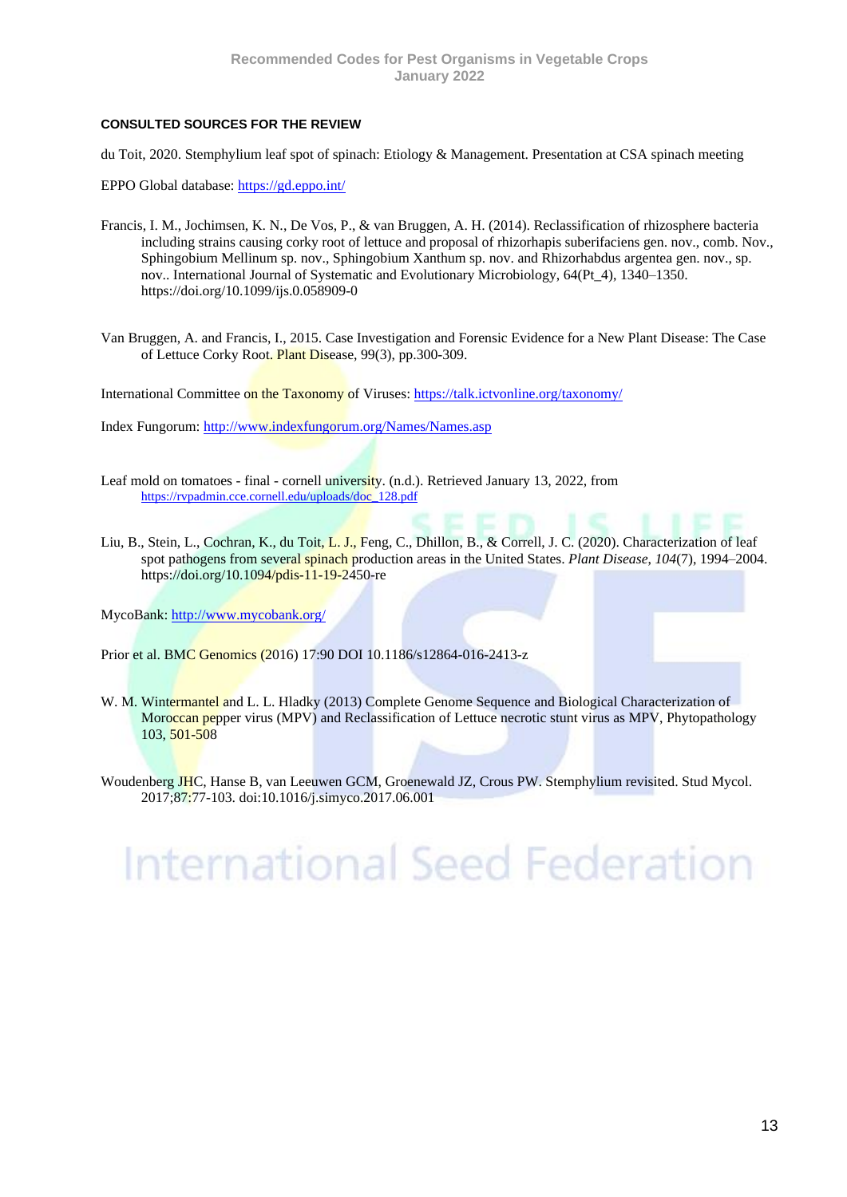**CONSULTED SOURCES FOR THE REVIEW**

du Toit, 2020. Stemphylium leaf spot of spinach: Etiology & Management. Presentation at CSA spinach meeting

EPPO Global database: https://gd.eppo.int/

Francis, I. M., Jochimsen, K. N., De Vos, P., & van Bruggen, A. H. (2014). Reclassification of rhizosphere bacteria including strains causing corky root of lettuce and proposal of rhizorhapis suberifaciens gen. nov., comb. Nov., Sphingobium Mellinum sp. nov., Sphingobium Xanthum sp. nov. and Rhizorhabdus argentea gen. nov., sp. nov.. International Journal of Systematic and Evolutionary Microbiology, 64(Pt_4), 1340–1350. https://doi.org/10.1099/ijs.0.058909-0

Van Bruggen, A. and Francis, I., 2015. Case Investigation and Forensic Evidence for a New Plant Disease: The Case of Lettuce Corky Root. Plant Disease, 99(3), pp.300-309.

International Committee on the Taxonomy of Viruses: https://talk.ictvonline.org/taxonomy/

Index Fungorum: http://www.indexfungorum.org/Names/Names.asp

Leaf mold on tomatoes - final - cornell university. (n.d.). Retrieved January 13, 2022, from https://rvpadmin.cce.cornell.edu/uploads/doc_128.pdf

Liu, B., Stein, L., Cochran, K., du Toit, L. J., Feng, C., Dhillon, B., & Correll, J. C. (2020). Characterization of leaf spot pathogens from several spinach production areas in the United States. *Plant Disease*, *104*(7), 1994–2004. https://doi.org/10.1094/pdis-11-19-2450-re

MycoBank: http://www.mycobank.org/

Prior et al. BMC Genomics (2016) 17:90 DOI 10.1186/s12864-016-2413-z

W. M. Wintermantel and L. L. Hladky (2013) Complete Genome Sequence and Biological Characterization of Moroccan pepper virus (MPV) and Reclassification of Lettuce necrotic stunt virus as MPV, Phytopathology 103, 501-508

Woudenberg JHC, Hanse B, van Leeuwen GCM, Groenewald JZ, Crous PW. Stemphylium revisited. Stud Mycol. 2017;87:77-103. doi:10.1016/j.simyco.2017.06.001